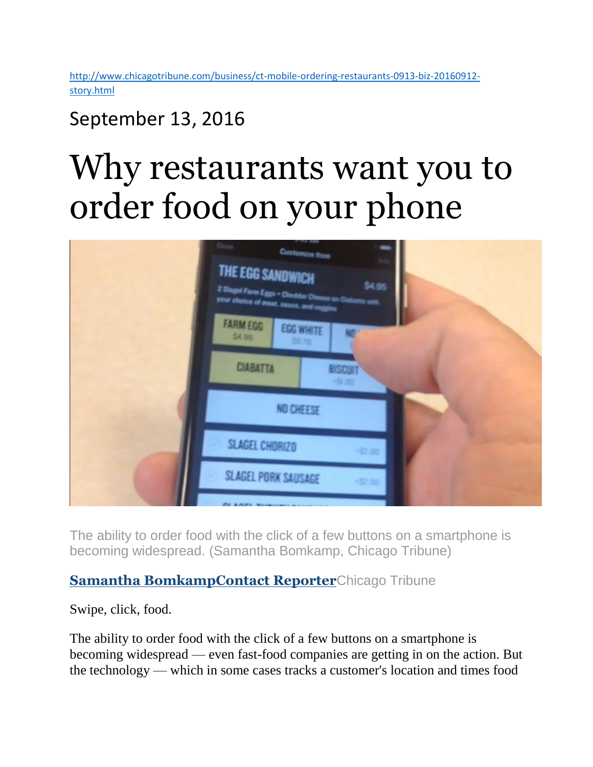http://www.chicagotribune.com/business/ct-mobile-ordering-restaurants-0913-biz-20160912-story.html

September 13, 2016

# Why restaurants want you to order food on your phone

The ability to order food with the click of a few buttons on a smartphone is becoming widespread. (Samantha Bomkamp, Chicago Tribune)

**Samantha BomkampContact Reporter**Chicago Tribune

Swipe, click, food.

The ability to order food with the click of a few buttons on a smartphone is becoming widespread — even fast-food companies are getting in on the action. But the technology — which in some cases tracks a customer's location and times food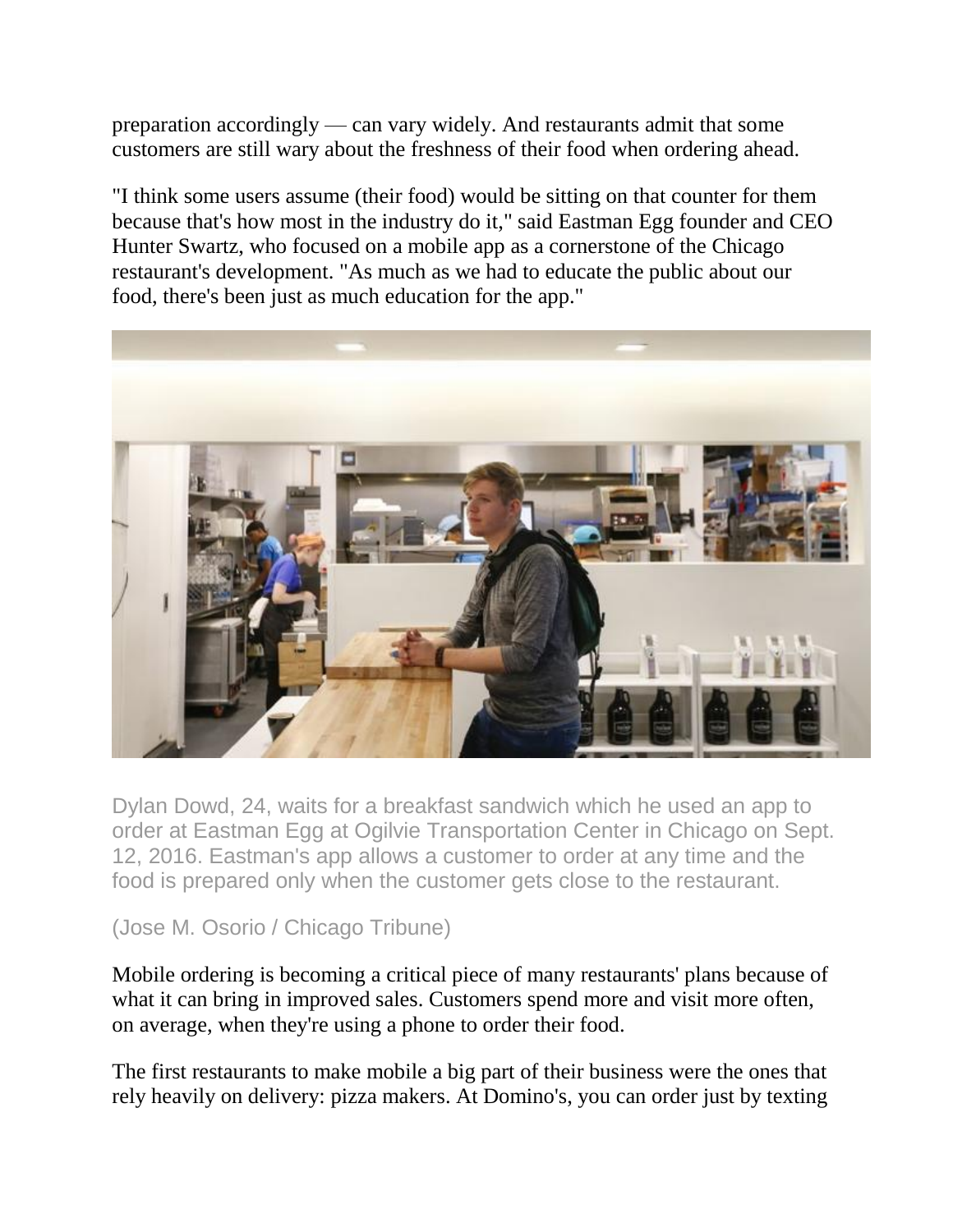preparation accordingly — can vary widely. And restaurants admit that some customers are still wary about the freshness of their food when ordering ahead.

"I think some users assume (their food) would be sitting on that counter for them because that's how most in the industry do it," said Eastman Egg founder and CEO Hunter Swartz, who focused on a mobile app as a cornerstone of the Chicago restaurant's development. "As much as we had to educate the public about our food, there's been just as much education for the app."

Dylan Dowd, 24, waits for a breakfast sandwich which he used an app to order at Eastman Egg at Ogilvie Transportation Center in Chicago on Sept. 12, 2016. Eastman's app allows a customer to order at any time and the food is prepared only when the customer gets close to the restaurant.

(Jose M. Osorio / Chicago Tribune)

Mobile ordering is becoming a critical piece of many restaurants' plans because of what it can bring in improved sales. Customers spend more and visit more often, on average, when they're using a phone to order their food.

The first restaurants to make mobile a big part of their business were the ones that rely heavily on delivery: pizza makers. At Domino's, you can order just by texting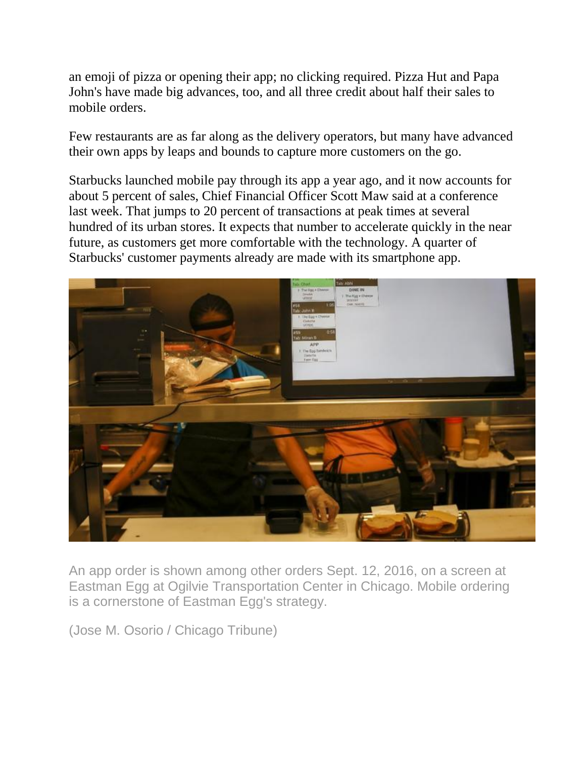an emoji of pizza or opening their app; no clicking required. Pizza Hut and Papa John's have made big advances, too, and all three credit about half their sales to mobile orders.

Few restaurants are as far along as the delivery operators, but many have advanced their own apps by leaps and bounds to capture more customers on the go.

Starbucks launched mobile pay through its app a year ago, and it now accounts for about 5 percent of sales, Chief Financial Officer Scott Maw said at a conference last week. That jumps to 20 percent of transactions at peak times at several hundred of its urban stores. It expects that number to accelerate quickly in the near future, as customers get more comfortable with the technology. A quarter of Starbucks' customer payments already are made with its smartphone app.

An app order is shown among other orders Sept. 12, 2016, on a screen at Eastman Egg at Ogilvie Transportation Center in Chicago. Mobile ordering is a cornerstone of Eastman Egg's strategy.

(Jose M. Osorio / Chicago Tribune)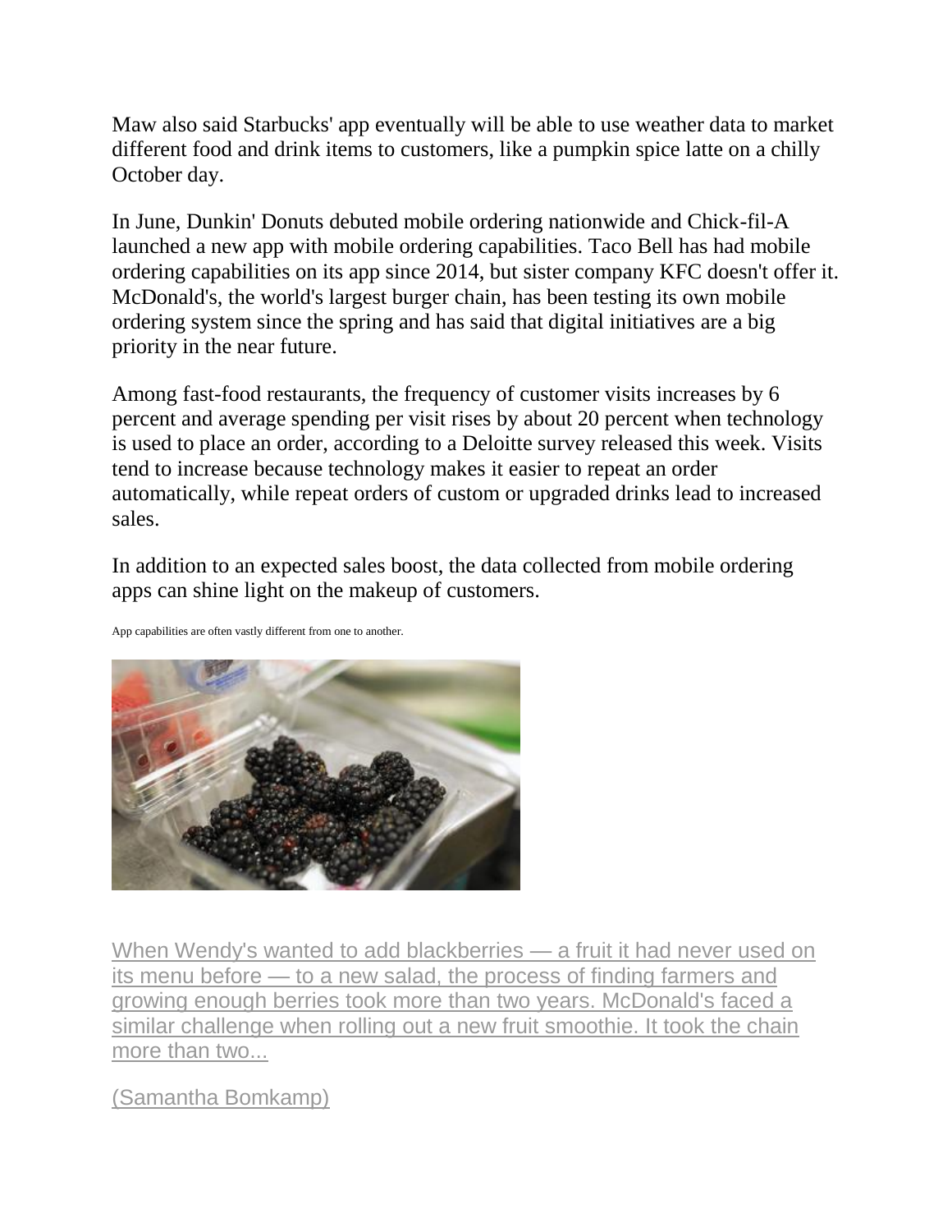Maw also said Starbucks' app eventually will be able to use weather data to market different food and drink items to customers, like a pumpkin spice latte on a chilly October day.

In June, Dunkin' Donuts debuted mobile ordering nationwide and Chick-fil-A launched a new app with mobile ordering capabilities. Taco Bell has had mobile ordering capabilities on its app since 2014, but sister company KFC doesn't offer it. McDonald's, the world's largest burger chain, has been testing its own mobile ordering system since the spring and has said that digital initiatives are a big priority in the near future.

Among fast-food restaurants, the frequency of customer visits increases by 6 percent and average spending per visit rises by about 20 percent when technology is used to place an order, according to a Deloitte survey released this week. Visits tend to increase because technology makes it easier to repeat an order automatically, while repeat orders of custom or upgraded drinks lead to increased sales.

In addition to an expected sales boost, the data collected from mobile ordering apps can shine light on the makeup of customers.

App capabilities are often vastly different from one to another.

When Wendy's wanted to add blackberries — a fruit it had never used on its menu before — to a new salad, the process of finding farmers and growing enough berries took more than two years. McDonald's faced a similar challenge when rolling out a new fruit smoothie. It took the chain more than two...

(Samantha Bomkamp)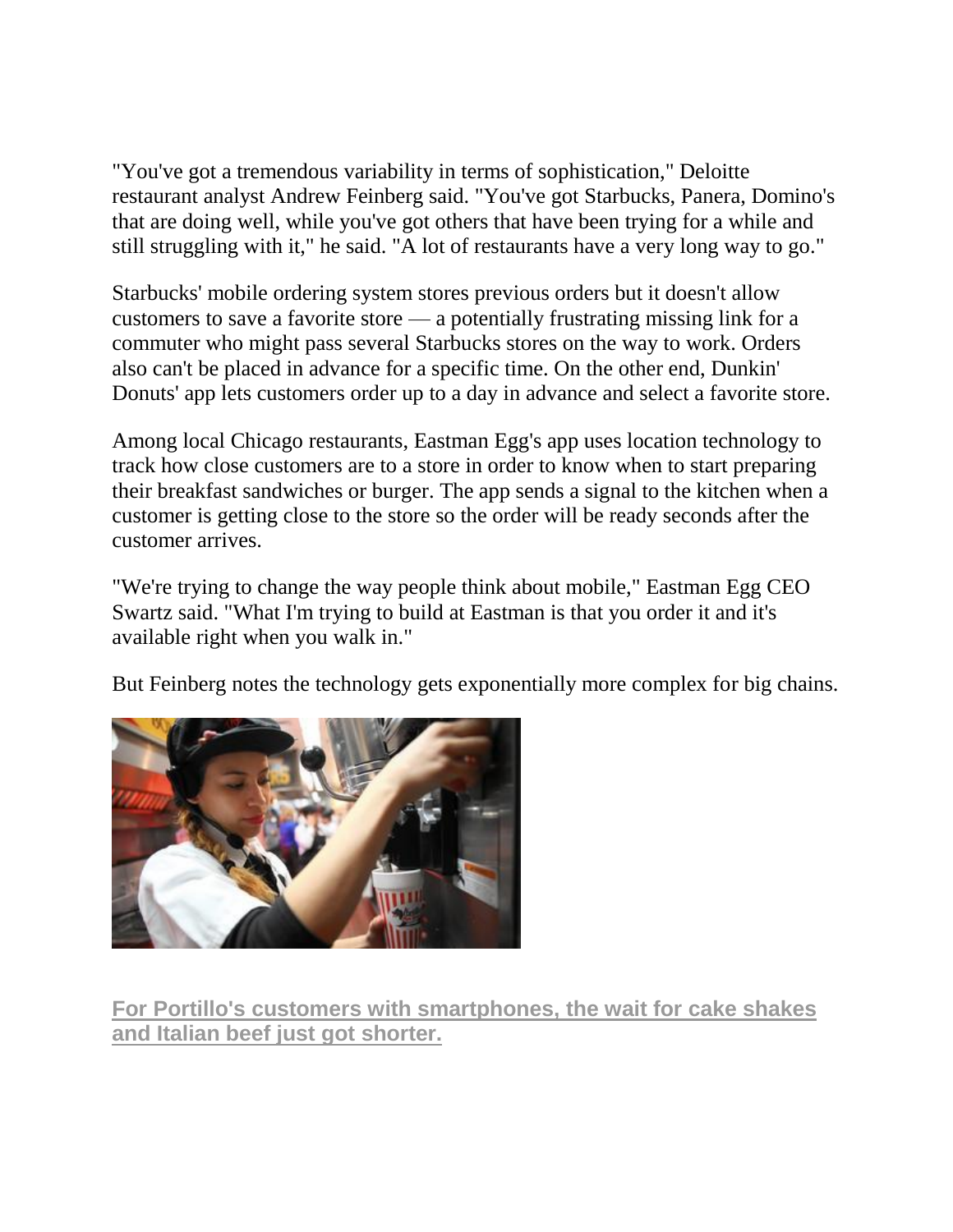"You've got a tremendous variability in terms of sophistication," Deloitte restaurant analyst Andrew Feinberg said. "You've got Starbucks, Panera, Domino's that are doing well, while you've got others that have been trying for a while and still struggling with it," he said. "A lot of restaurants have a very long way to go."

Starbucks' mobile ordering system stores previous orders but it doesn't allow customers to save a favorite store — a potentially frustrating missing link for a commuter who might pass several Starbucks stores on the way to work. Orders also can't be placed in advance for a specific time. On the other end, Dunkin' Donuts' app lets customers order up to a day in advance and select a favorite store.

Among local Chicago restaurants, Eastman Egg's app uses location technology to track how close customers are to a store in order to know when to start preparing their breakfast sandwiches or burger. The app sends a signal to the kitchen when a customer is getting close to the store so the order will be ready seconds after the customer arrives.

"We're trying to change the way people think about mobile," Eastman Egg CEO Swartz said. "What I'm trying to build at Eastman is that you order it and it's available right when you walk in."

But Feinberg notes the technology gets exponentially more complex for big chains.

**For Portillo's customers with smartphones, the wait for cake shakes and Italian beef just got shorter.**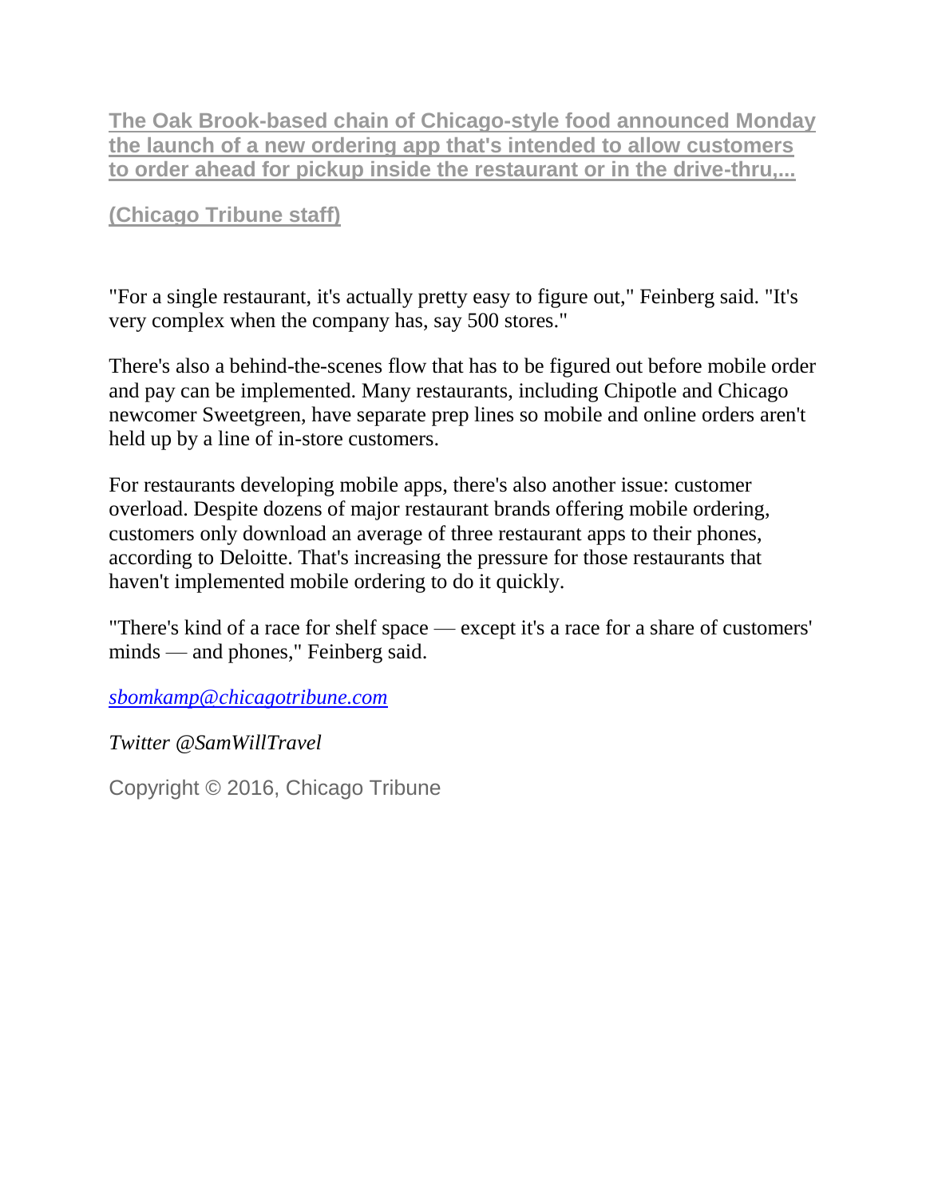**[The Oak Brook-based chain of Chicago-style food announced Monday the launch of a new ordering app that's intended to allow customers to order ahead for pickup inside the restaurant or in the drive-thru,...]()**

**[(Chicago Tribune staff)]()**

"For a single restaurant, it's actually pretty easy to figure out," Feinberg said. "It's very complex when the company has, say 500 stores."

There's also a behind-the-scenes flow that has to be figured out before mobile order and pay can be implemented. Many restaurants, including Chipotle and Chicago newcomer Sweetgreen, have separate prep lines so mobile and online orders aren't held up by a line of in-store customers.

For restaurants developing mobile apps, there's also another issue: customer overload. Despite dozens of major restaurant brands offering mobile ordering, customers only download an average of three restaurant apps to their phones, according to Deloitte. That's increasing the pressure for those restaurants that haven't implemented mobile ordering to do it quickly.

"There's kind of a race for shelf space — except it's a race for a share of customers' minds — and phones," Feinberg said.

*sbomkamp@chicagotribune.com*

*Twitter @SamWillTravel*

Copyright © 2016, Chicago Tribune